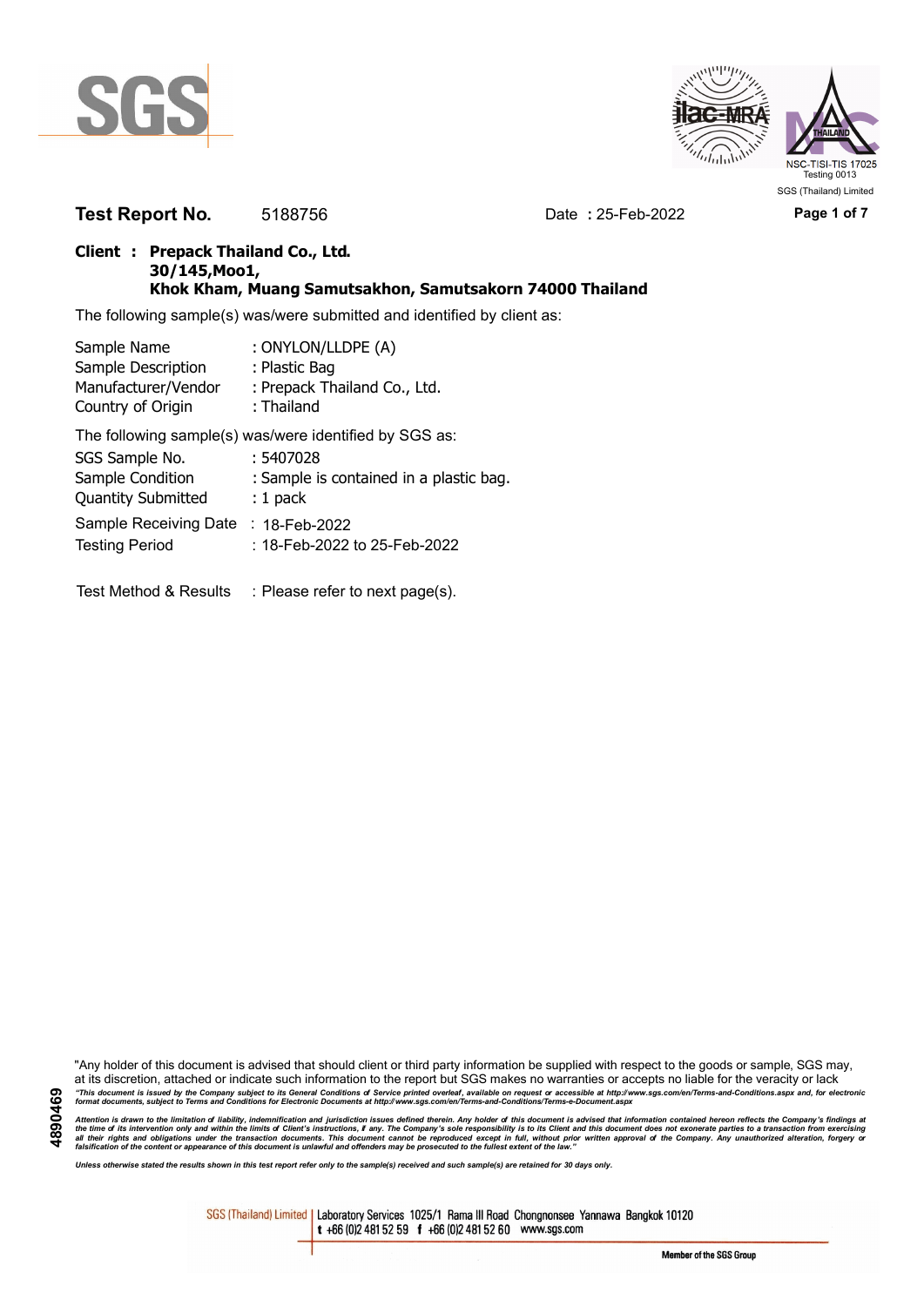**Test Report No.** 5188756 Date **:** 25-Feb-2022

**Client : Prepack Thailand Co., Ltd.**
**30/145,Moo1,**
**Khok Kham, Muang Samutsakhon, Samutsakorn 74000 Thailand**

The following sample(s) was/were submitted and identified by client as:

| | |
|---|---|
| Sample Name | : ONYLON/LLDPE (A) |
| Sample Description | : Plastic Bag |
| Manufacturer/Vendor | : Prepack Thailand Co., Ltd. |
| Country of Origin | : Thailand |

The following sample(s) was/were identified by SGS as:

| | |
|---|---|
| SGS Sample No. | : 5407028 |
| Sample Condition | : Sample is contained in a plastic bag. |
| Quantity Submitted | : 1 pack |
| Sample Receiving Date | : 18-Feb-2022 |
| Testing Period | : 18-Feb-2022 to 25-Feb-2022 |

Test Method & Results : Please refer to next page(s).

"Any holder of this document is advised that should client or third party information be supplied with respect to the goods or sample, SGS may, at its discretion, attached or indicate such information to the report but SGS makes no warranties or accepts no liable for the veracity or lack

*"This document is issued by the Company subject to its General Conditions of Service printed overleaf, available on request or accessible at http://www.sgs.com/en/Terms-and-Conditions.aspx and, for electronic format documents, subject to Terms and Conditions for Electronic Documents at http://www.sgs.com/en/Terms-and-Conditions/Terms-e-Document.aspx*

*Attention is drawn to the limitation of liability, indemnification and jurisdiction issues defined therein. Any holder of this document is advised that information contained hereon reflects the Company's findings at the time of its intervention only and within the limits of Client's instructions, if any. The Company's sole responsibility is to its Client and this document does not exonerate parties to a transaction from exercising all their rights and obligations under the transaction documents. This document cannot be reproduced except in full, without prior written approval of the Company. Any unauthorized alteration, forgery or falsification of the content or appearance of this document is unlawful and offenders may be prosecuted to the fullest extent of the law."*

*Unless otherwise stated the results shown in this test report refer only to the sample(s) received and such sample(s) are retained for 30 days only.*

SGS (Thailand) Limited | Laboratory Services 1025/1 Rama III Road Chongnonsee Yannawa Bangkok 10120
t +66 (0)2 481 52 59 f +66 (0)2 481 52 60 www.sgs.com

Member of the SGS Group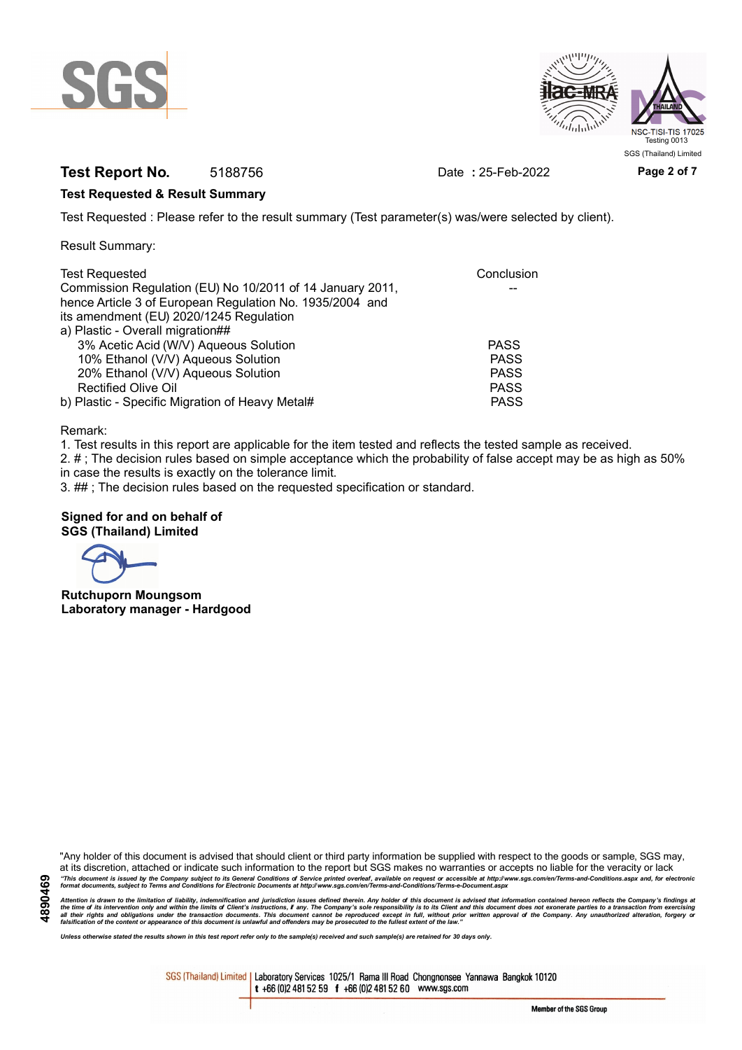**Test Report No.** 5188756 Date : 25-Feb-2022

**Test Requested & Result Summary**

Test Requested : Please refer to the result summary (Test parameter(s) was/were selected by client).

Result Summary:

| Test Requested | Conclusion |
|---|---|
| Commission Regulation (EU) No 10/2011 of 14 January 2011, hence Article 3 of European Regulation No. 1935/2004 and its amendment (EU) 2020/1245 Regulation | -- |
| a) Plastic - Overall migration## | |
| 3% Acetic Acid (W/V) Aqueous Solution | PASS |
| 10% Ethanol (V/V) Aqueous Solution | PASS |
| 20% Ethanol (V/V) Aqueous Solution | PASS |
| Rectified Olive Oil | PASS |
| b) Plastic - Specific Migration of Heavy Metal# | PASS |

Remark:

1. Test results in this report are applicable for the item tested and reflects the tested sample as received.
2. # ; The decision rules based on simple acceptance which the probability of false accept may be as high as 50% in case the results is exactly on the tolerance limit.
3. ## ; The decision rules based on the requested specification or standard.

**Signed for and on behalf of**
**SGS (Thailand) Limited**

**Rutchuporn Moungsom**
**Laboratory manager - Hardgood**

"Any holder of this document is advised that should client or third party information be supplied with respect to the goods or sample, SGS may, at its discretion, attached or indicate such information to the report but SGS makes no warranties or accepts no liable for the veracity or lack

*"This document is issued by the Company subject to its General Conditions of Service printed overleaf, available on request or accessible at http://www.sgs.com/en/Terms-and-Conditions.aspx and, for electronic format documents, subject to Terms and Conditions for Electronic Documents at http://www.sgs.com/en/Terms-and-Conditions/Terms-e-Document.aspx*

*Attention is drawn to the limitation of liability, indemnification and jurisdiction issues defined therein. Any holder of this document is advised that information contained hereon reflects the Company's findings at the time of its intervention only and within the limits of Client's instructions, if any. The Company's sole responsibility is to its Client and this document does not exonerate parties to a transaction from exercising all their rights and obligations under the transaction documents. This document cannot be reproduced except in full, without prior written approval of the Company. Any unauthorized alteration, forgery or falsification of the content or appearance of this document is unlawful and offenders may be prosecuted to the fullest extent of the law."*

*Unless otherwise stated the results shown in this test report refer only to the sample(s) received and such sample(s) are retained for 30 days only.*

4890469

SGS (Thailand) Limited | Laboratory Services 1025/1 Rama III Road Chongnonsee Yannawa Bangkok 10120
t +66 (0)2 481 52 59 f +66 (0)2 481 52 60 www.sgs.com

Member of the SGS Group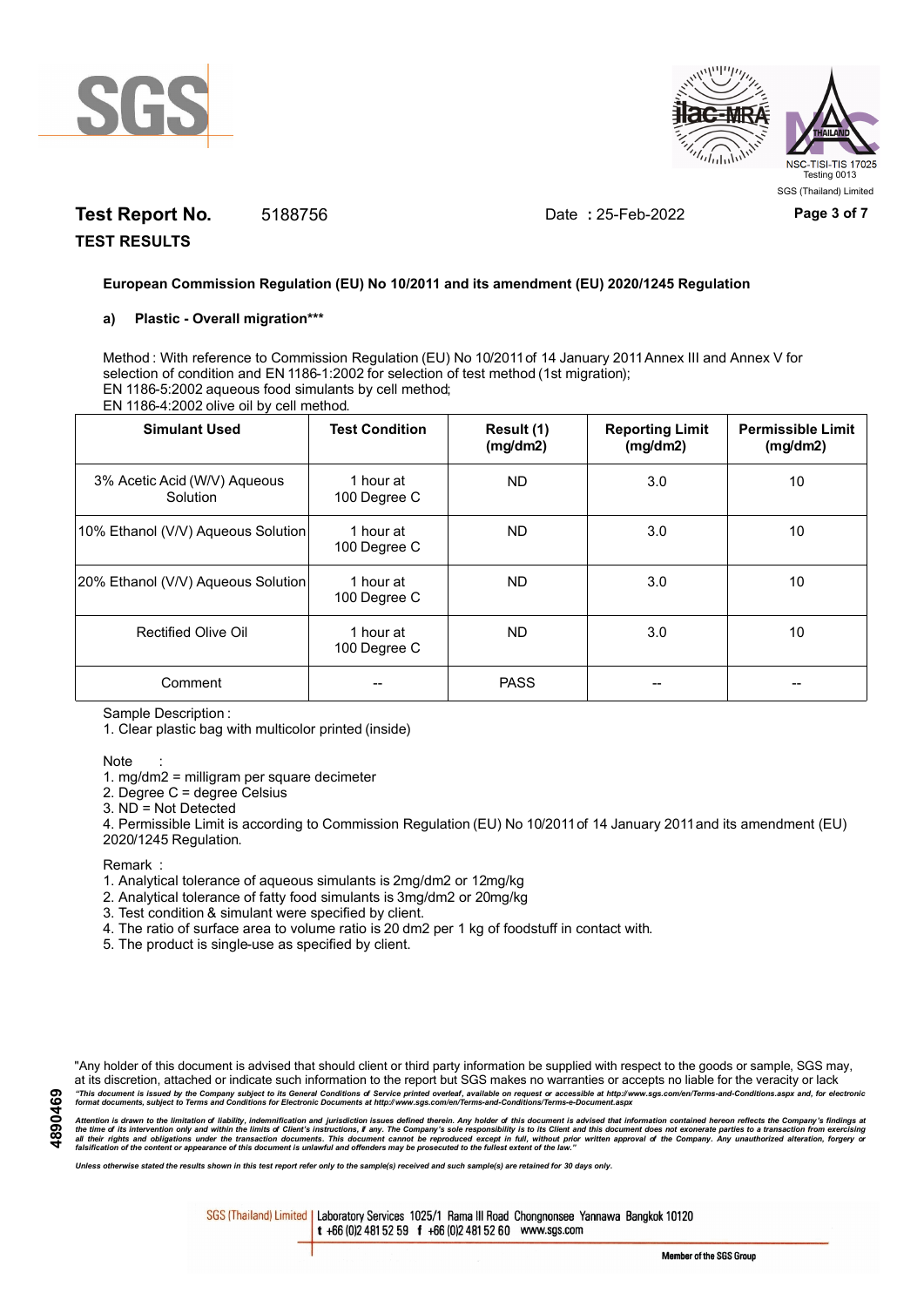**Test Report No.** 5188756 Date **:** 25-Feb-2022

**TEST RESULTS**

**European Commission Regulation (EU) No 10/2011 and its amendment (EU) 2020/1245 Regulation**

**a) Plastic - Overall migration*****

Method : With reference to Commission Regulation (EU) No 10/2011 of 14 January 2011 Annex III and Annex V for selection of condition and EN 1186-1:2002 for selection of test method (1st migration);
EN 1186-5:2002 aqueous food simulants by cell method;
EN 1186-4:2002 olive oil by cell method.

| Simulant Used | Test Condition | Result (1) (mg/dm2) | Reporting Limit (mg/dm2) | Permissible Limit (mg/dm2) |
|---|---|---|---|---|
| 3% Acetic Acid (W/V) Aqueous Solution | 1 hour at 100 Degree C | ND | 3.0 | 10 |
| 10% Ethanol (V/V) Aqueous Solution | 1 hour at 100 Degree C | ND | 3.0 | 10 |
| 20% Ethanol (V/V) Aqueous Solution | 1 hour at 100 Degree C | ND | 3.0 | 10 |
| Rectified Olive Oil | 1 hour at 100 Degree C | ND | 3.0 | 10 |
| Comment | -- | PASS | -- | -- |

Sample Description :
1. Clear plastic bag with multicolor printed (inside)

Note :
1. mg/dm2 = milligram per square decimeter
2. Degree C = degree Celsius
3. ND = Not Detected
4. Permissible Limit is according to Commission Regulation (EU) No 10/2011 of 14 January 2011 and its amendment (EU) 2020/1245 Regulation.

Remark :
1. Analytical tolerance of aqueous simulants is 2mg/dm2 or 12mg/kg
2. Analytical tolerance of fatty food simulants is 3mg/dm2 or 20mg/kg
3. Test condition & simulant were specified by client.
4. The ratio of surface area to volume ratio is 20 dm2 per 1 kg of foodstuff in contact with.
5. The product is single-use as specified by client.

"Any holder of this document is advised that should client or third party information be supplied with respect to the goods or sample, SGS may, at its discretion, attached or indicate such information to the report but SGS makes no warranties or accepts no liable for the veracity or lack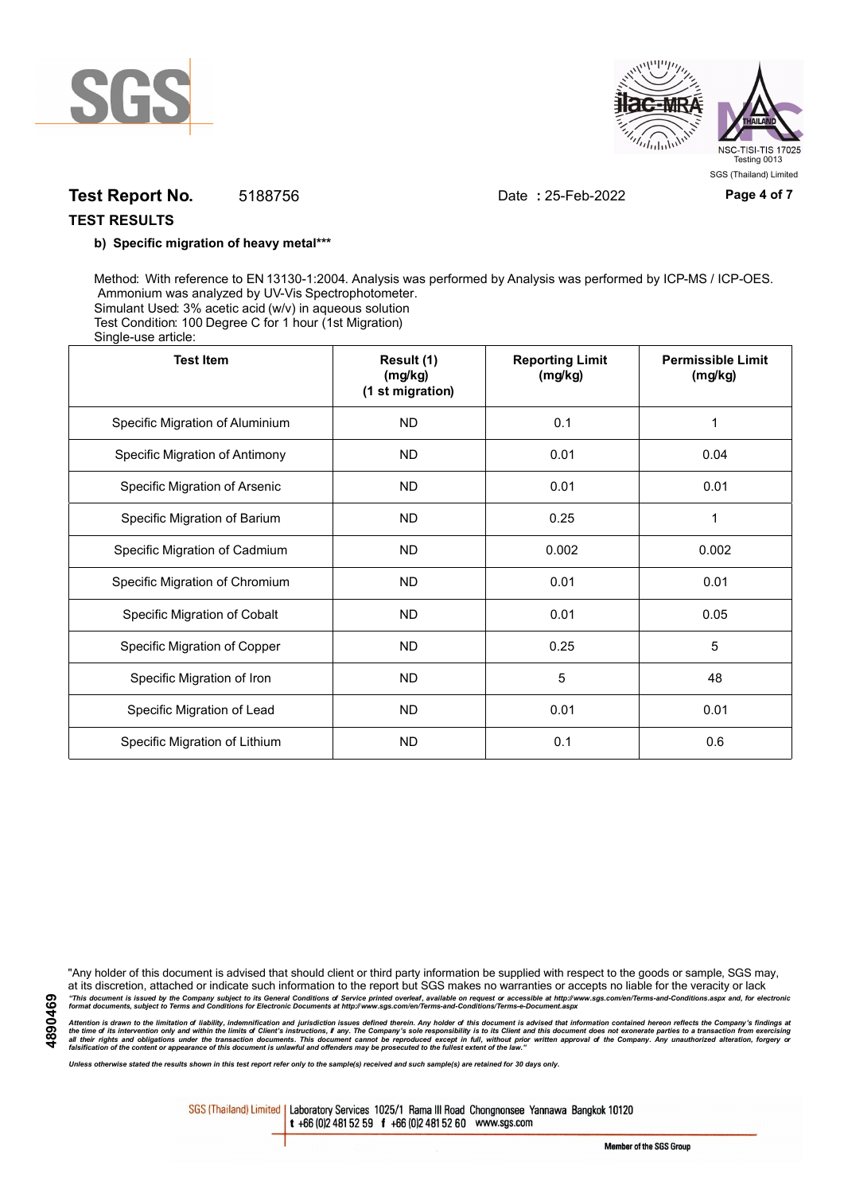**Test Report No.** 5188756 Date : 25-Feb-2022

**TEST RESULTS**

**b) Specific migration of heavy metal*****

Method: With reference to EN 13130-1:2004. Analysis was performed by Analysis was performed by ICP-MS / ICP-OES. Ammonium was analyzed by UV-Vis Spectrophotometer.
Simulant Used: 3% acetic acid (w/v) in aqueous solution
Test Condition: 100 Degree C for 1 hour (1st Migration)
Single-use article:

| Test Item | Result (1) (mg/kg) (1 st migration) | Reporting Limit (mg/kg) | Permissible Limit (mg/kg) |
|---|---|---|---|
| Specific Migration of Aluminium | ND | 0.1 | 1 |
| Specific Migration of Antimony | ND | 0.01 | 0.04 |
| Specific Migration of Arsenic | ND | 0.01 | 0.01 |
| Specific Migration of Barium | ND | 0.25 | 1 |
| Specific Migration of Cadmium | ND | 0.002 | 0.002 |
| Specific Migration of Chromium | ND | 0.01 | 0.01 |
| Specific Migration of Cobalt | ND | 0.01 | 0.05 |
| Specific Migration of Copper | ND | 0.25 | 5 |
| Specific Migration of Iron | ND | 5 | 48 |
| Specific Migration of Lead | ND | 0.01 | 0.01 |
| Specific Migration of Lithium | ND | 0.1 | 0.6 |

"Any holder of this document is advised that should client or third party information be supplied with respect to the goods or sample, SGS may, at its discretion, attached or indicate such information to the report but SGS makes no warranties or accepts no liable for the veracity or lack

*"This document is issued by the Company subject to its General Conditions of Service printed overleaf, available on request or accessible at http://www.sgs.com/en/Terms-and-Conditions.aspx and, for electronic format documents, subject to Terms and Conditions for Electronic Documents at http://www.sgs.com/en/Terms-and-Conditions/Terms-e-Document.aspx*

*Attention is drawn to the limitation of liability, indemnification and jurisdiction issues defined therein. Any holder of this document is advised that information contained hereon reflects the Company's findings at the time of its intervention only and within the limits of Client's instructions, if any. The Company's sole responsibility is to its Client and this document does not exonerate parties to a transaction from exercising all their rights and obligations under the transaction documents. This document cannot be reproduced except in full, without prior written approval of the Company. Any unauthorized alteration, forgery or falsification of the content or appearance of this document is unlawful and offenders may be prosecuted to the fullest extent of the law."*

*Unless otherwise stated the results shown in this test report refer only to the sample(s) received and such sample(s) are retained for 30 days only.*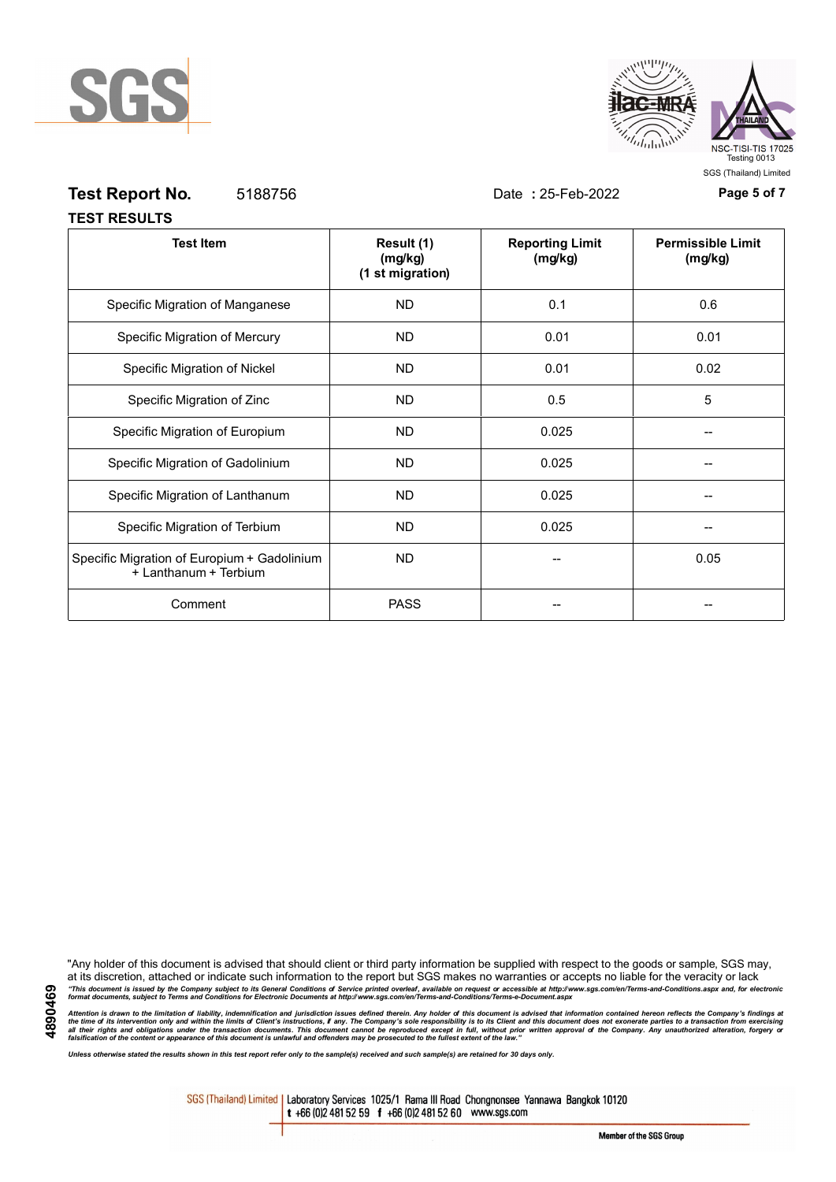**Test Report No.** 5188756 Date **:** 25-Feb-2022

**TEST RESULTS**

| Test Item | Result (1) (mg/kg) (1 st migration) | Reporting Limit (mg/kg) | Permissible Limit (mg/kg) |
|---|---|---|---|
| Specific Migration of Manganese | ND | 0.1 | 0.6 |
| Specific Migration of Mercury | ND | 0.01 | 0.01 |
| Specific Migration of Nickel | ND | 0.01 | 0.02 |
| Specific Migration of Zinc | ND | 0.5 | 5 |
| Specific Migration of Europium | ND | 0.025 | -- |
| Specific Migration of Gadolinium | ND | 0.025 | -- |
| Specific Migration of Lanthanum | ND | 0.025 | -- |
| Specific Migration of Terbium | ND | 0.025 | -- |
| Specific Migration of Europium + Gadolinium + Lanthanum + Terbium | ND | -- | 0.05 |
| Comment | PASS | -- | -- |

"Any holder of this document is advised that should client or third party information be supplied with respect to the goods or sample, SGS may, at its discretion, attached or indicate such information to the report but SGS makes no warranties or accepts no liable for the veracity or lack

*"This document is issued by the Company subject to its General Conditions of Service printed overleaf, available on request or accessible at http://www.sgs.com/en/Terms-and-Conditions.aspx and, for electronic format documents, subject to Terms and Conditions for Electronic Documents at http://www.sgs.com/en/Terms-and-Conditions/Terms-e-Document.aspx*

*Attention is drawn to the limitation of liability, indemnification and jurisdiction issues defined therein. Any holder of this document is advised that information contained hereon reflects the Company's findings at the time of its intervention only and within the limits of Client's instructions, if any. The Company's sole responsibility is to its Client and this document does not exonerate parties to a transaction from exercising all their rights and obligations under the transaction documents. This document cannot be reproduced except in full, without prior written approval of the Company. Any unauthorized alteration, forgery or falsification of the content or appearance of this document is unlawful and offenders may be prosecuted to the fullest extent of the law."*

*Unless otherwise stated the results shown in this test report refer only to the sample(s) received and such sample(s) are retained for 30 days only.*

SGS (Thailand) Limited | Laboratory Services 1025/1 Rama III Road Chongnonsee Yannawa Bangkok 10120
t +66 (0)2 481 52 59 f +66 (0)2 481 52 60 www.sgs.com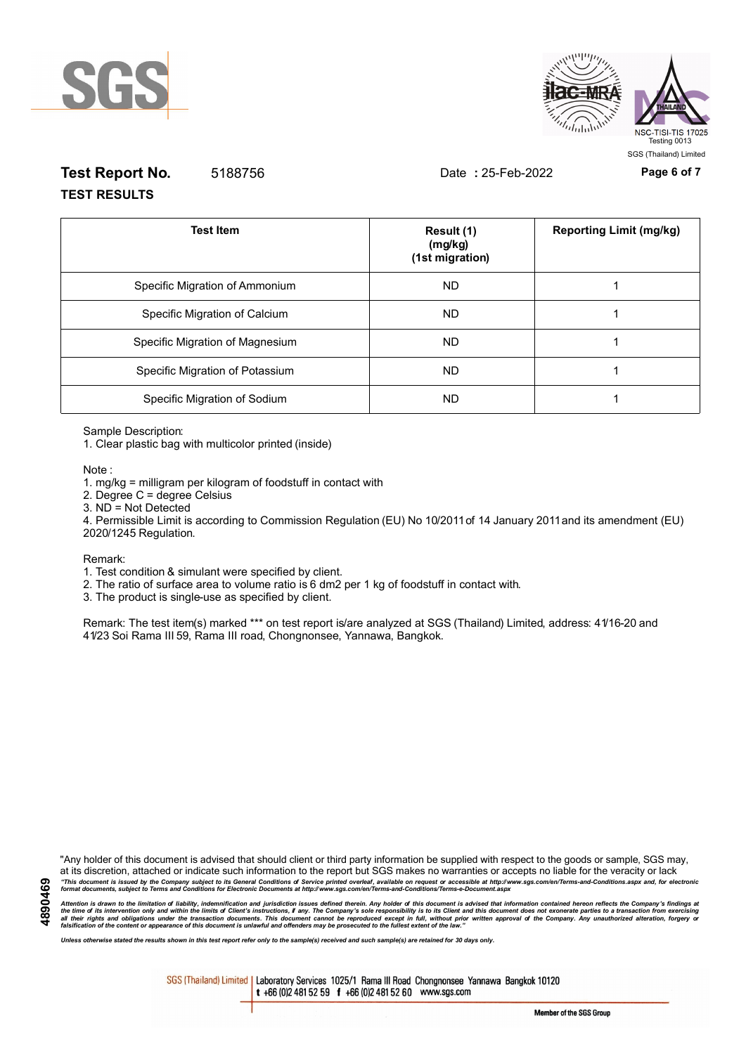**Test Report No.** 5188756 Date **:** 25-Feb-2022

**TEST RESULTS**

| Test Item | Result (1) (mg/kg) (1st migration) | Reporting Limit (mg/kg) |
|---|---|---|
| Specific Migration of Ammonium | ND | 1 |
| Specific Migration of Calcium | ND | 1 |
| Specific Migration of Magnesium | ND | 1 |
| Specific Migration of Potassium | ND | 1 |
| Specific Migration of Sodium | ND | 1 |

Sample Description:

1. Clear plastic bag with multicolor printed (inside)

Note :

1. mg/kg = milligram per kilogram of foodstuff in contact with
2. Degree C = degree Celsius
3. ND = Not Detected
4. Permissible Limit is according to Commission Regulation (EU) No 10/2011 of 14 January 2011 and its amendment (EU) 2020/1245 Regulation.

Remark:

1. Test condition & simulant were specified by client.
2. The ratio of surface area to volume ratio is 6 dm2 per 1 kg of foodstuff in contact with.
3. The product is single-use as specified by client.

Remark: The test item(s) marked *** on test report is/are analyzed at SGS (Thailand) Limited, address: 41/16-20 and 41/23 Soi Rama III 59, Rama III road, Chongnonsee, Yannawa, Bangkok.

"Any holder of this document is advised that should client or third party information be supplied with respect to the goods or sample, SGS may, at its discretion, attached or indicate such information to the report but SGS makes no warranties or accepts no liable for the veracity or lack

*"This document is issued by the Company subject to its General Conditions of Service printed overleaf, available on request or accessible at http://www.sgs.com/en/Terms-and-Conditions.aspx and, for electronic format documents, subject to Terms and Conditions for Electronic Documents at http://www.sgs.com/en/Terms-and-Conditions/Terms-e-Document.aspx*

*Attention is drawn to the limitation of liability, indemnification and jurisdiction issues defined therein. Any holder of this document is advised that information contained hereon reflects the Company's findings at the time of its intervention only and within the limits of Client's instructions, if any. The Company's sole responsibility is to its Client and this document does not exonerate parties to a transaction from exercising all their rights and obligations under the transaction documents. This document cannot be reproduced except in full, without prior written approval of the Company. Any unauthorized alteration, forgery or falsification of the content or appearance of this document is unlawful and offenders may be prosecuted to the fullest extent of the law."*

*Unless otherwise stated the results shown in this test report refer only to the sample(s) received and such sample(s) are retained for 30 days only.*

SGS (Thailand) Limited | Laboratory Services 1025/1 Rama III Road Chongnonsee Yannawa Bangkok 10120 t +66 (0)2 481 52 59 f +66 (0)2 481 52 60 www.sgs.com

Member of the SGS Group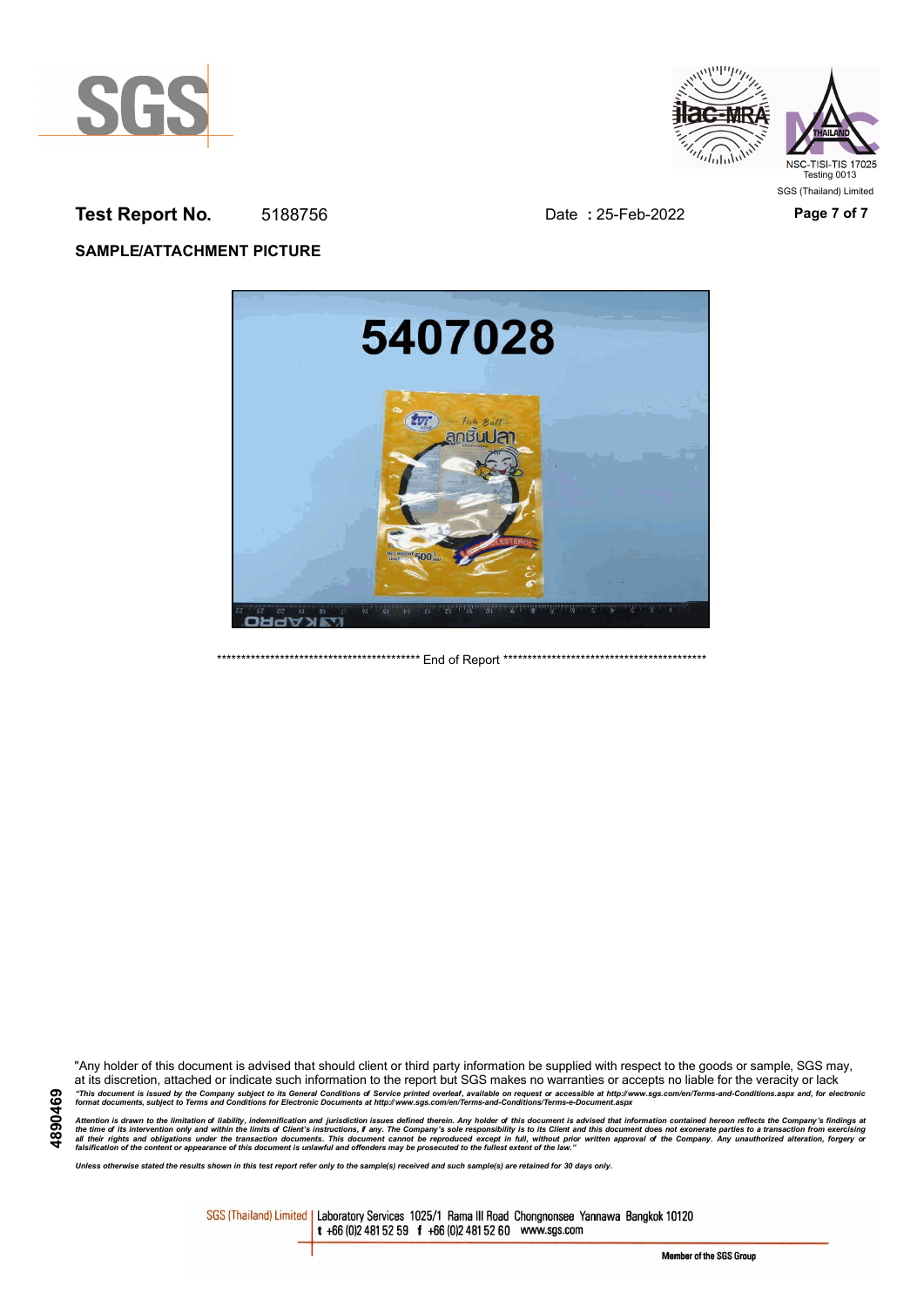**Test Report No.** 5188756 Date **:** 25-Feb-2022

**SAMPLE/ATTACHMENT PICTURE**

******************************************** End of Report ********************************************

"Any holder of this document is advised that should client or third party information be supplied with respect to the goods or sample, SGS may, at its discretion, attached or indicate such information to the report but SGS makes no warranties or accepts no liable for the veracity or lack

*"This document is issued by the Company subject to its General Conditions of Service printed overleaf, available on request or accessible at http://www.sgs.com/en/Terms-and-Conditions.aspx and, for electronic format documents, subject to Terms and Conditions for Electronic Documents at http://www.sgs.com/en/Terms-and-Conditions/Terms-e-Document.aspx*

*Attention is drawn to the limitation of liability, indemnification and jurisdiction issues defined therein. Any holder of this document is advised that information contained hereon reflects the Company's findings at the time of its intervention only and within the limits of Client's instructions, if any. The Company's sole responsibility is to its Client and this document does not exonerate parties to a transaction from exercising all their rights and obligations under the transaction documents. This document cannot be reproduced except in full, without prior written approval of the Company. Any unauthorized alteration, forgery or falsification of the content or appearance of this document is unlawful and offenders may be prosecuted to the fullest extent of the law."*

*Unless otherwise stated the results shown in this test report refer only to the sample(s) received and such sample(s) are retained for 30 days only.*

SGS (Thailand) Limited | Laboratory Services 1025/1 Rama III Road Chongnonsee Yannawa Bangkok 10120
t +66 (0)2 481 52 59 f +66 (0)2 481 52 60 www.sgs.com

Member of the SGS Group

4890469